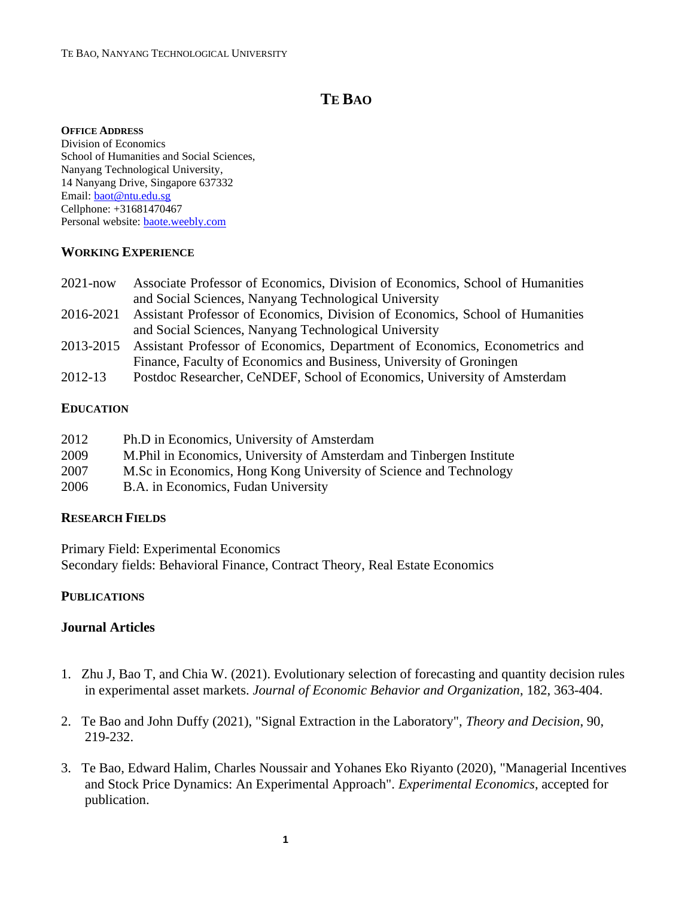# TE BAO

**OFFICE ADDRESS**
Division of Economics
School of Humanities and Social Sciences,
Nanyang Technological University,
14 Nanyang Drive, Singapore 637332
Email: baot@ntu.edu.sg
Cellphone: +31681470467
Personal website: baote.weebly.com

## WORKING EXPERIENCE

| | |
|---|---|
| 2021-now | Associate Professor of Economics, Division of Economics, School of Humanities and Social Sciences, Nanyang Technological University |
| 2016-2021 | Assistant Professor of Economics, Division of Economics, School of Humanities and Social Sciences, Nanyang Technological University |
| 2013-2015 | Assistant Professor of Economics, Department of Economics, Econometrics and Finance, Faculty of Economics and Business, University of Groningen |
| 2012-13 | Postdoc Researcher, CeNDEF, School of Economics, University of Amsterdam |

## EDUCATION

| | |
|---|---|
| 2012 | Ph.D in Economics, University of Amsterdam |
| 2009 | M.Phil in Economics, University of Amsterdam and Tinbergen Institute |
| 2007 | M.Sc in Economics, Hong Kong University of Science and Technology |
| 2006 | B.A. in Economics, Fudan University |

## RESEARCH FIELDS

Primary Field: Experimental Economics
Secondary fields: Behavioral Finance, Contract Theory, Real Estate Economics

## PUBLICATIONS

### Journal Articles

1. Zhu J, Bao T, and Chia W. (2021). Evolutionary selection of forecasting and quantity decision rules in experimental asset markets. *Journal of Economic Behavior and Organization*, 182, 363-404.

2. Te Bao and John Duffy (2021), "Signal Extraction in the Laboratory", *Theory and Decision*, 90, 219-232.

3. Te Bao, Edward Halim, Charles Noussair and Yohanes Eko Riyanto (2020), "Managerial Incentives and Stock Price Dynamics: An Experimental Approach". *Experimental Economics*, accepted for publication.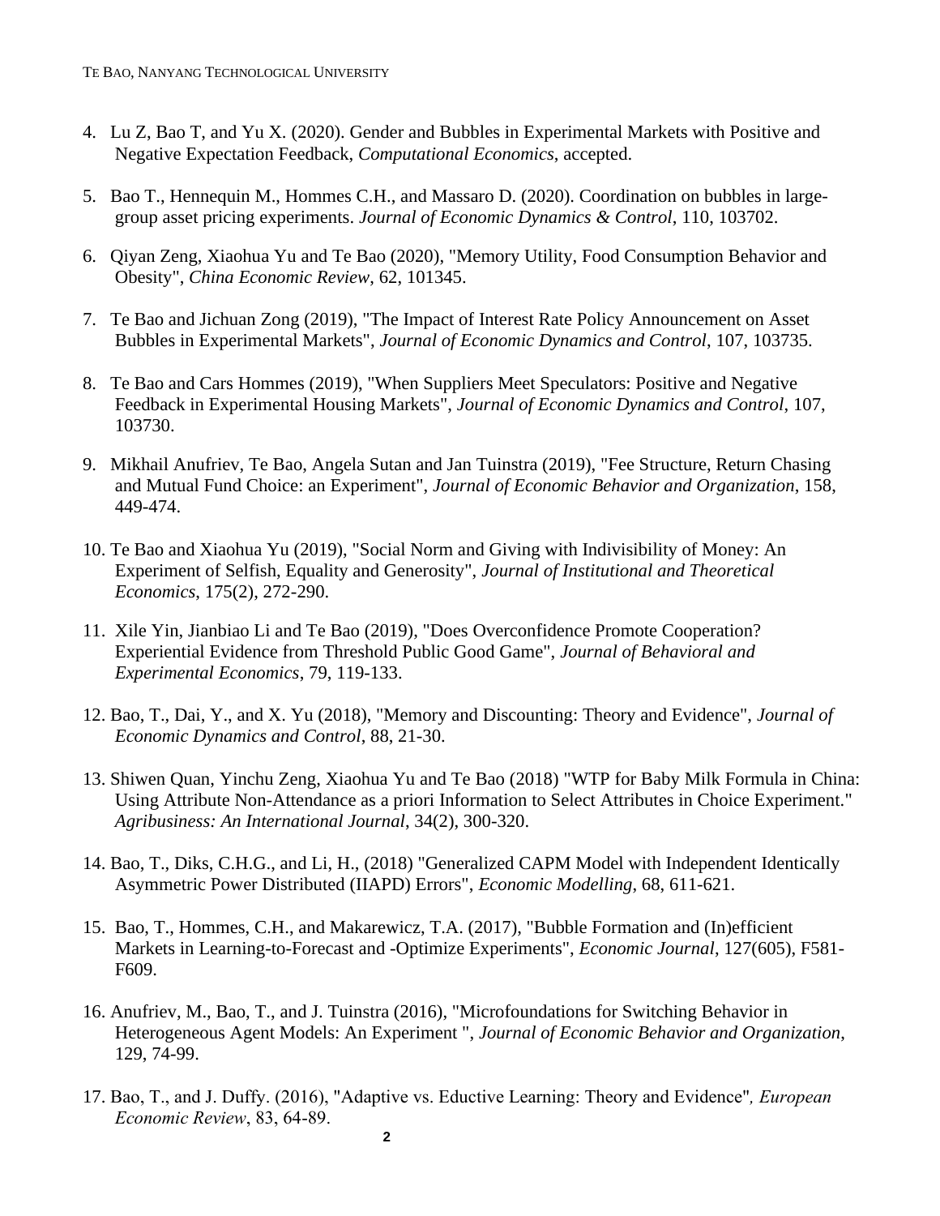4. Lu Z, Bao T, and Yu X. (2020). Gender and Bubbles in Experimental Markets with Positive and Negative Expectation Feedback, *Computational Economics*, accepted.

5. Bao T., Hennequin M., Hommes C.H., and Massaro D. (2020). Coordination on bubbles in large-group asset pricing experiments. *Journal of Economic Dynamics & Control*, 110, 103702.

6. Qiyan Zeng, Xiaohua Yu and Te Bao (2020), "Memory Utility, Food Consumption Behavior and Obesity", *China Economic Review*, 62, 101345.

7. Te Bao and Jichuan Zong (2019), "The Impact of Interest Rate Policy Announcement on Asset Bubbles in Experimental Markets", *Journal of Economic Dynamics and Control*, 107, 103735.

8. Te Bao and Cars Hommes (2019), "When Suppliers Meet Speculators: Positive and Negative Feedback in Experimental Housing Markets", *Journal of Economic Dynamics and Control*, 107, 103730.

9. Mikhail Anufriev, Te Bao, Angela Sutan and Jan Tuinstra (2019), "Fee Structure, Return Chasing and Mutual Fund Choice: an Experiment", *Journal of Economic Behavior and Organization*, 158, 449-474.

10. Te Bao and Xiaohua Yu (2019), "Social Norm and Giving with Indivisibility of Money: An Experiment of Selfish, Equality and Generosity", *Journal of Institutional and Theoretical Economics*, 175(2), 272-290.

11. Xile Yin, Jianbiao Li and Te Bao (2019), "Does Overconfidence Promote Cooperation? Experiential Evidence from Threshold Public Good Game", *Journal of Behavioral and Experimental Economics*, 79, 119-133.

12. Bao, T., Dai, Y., and X. Yu (2018), "Memory and Discounting: Theory and Evidence", *Journal of Economic Dynamics and Control*, 88, 21-30.

13. Shiwen Quan, Yinchu Zeng, Xiaohua Yu and Te Bao (2018) "WTP for Baby Milk Formula in China: Using Attribute Non-Attendance as a priori Information to Select Attributes in Choice Experiment." *Agribusiness: An International Journal*, 34(2), 300-320.

14. Bao, T., Diks, C.H.G., and Li, H., (2018) "Generalized CAPM Model with Independent Identically Asymmetric Power Distributed (IIAPD) Errors", *Economic Modelling*, 68, 611-621.

15. Bao, T., Hommes, C.H., and Makarewicz, T.A. (2017), "Bubble Formation and (In)efficient Markets in Learning-to-Forecast and -Optimize Experiments", *Economic Journal*, 127(605), F581-F609.

16. Anufriev, M., Bao, T., and J. Tuinstra (2016), "Microfoundations for Switching Behavior in Heterogeneous Agent Models: An Experiment ", *Journal of Economic Behavior and Organization*, 129, 74-99.

17. Bao, T., and J. Duffy. (2016), "Adaptive vs. Eductive Learning: Theory and Evidence"*, European Economic Review*, 83, 64-89.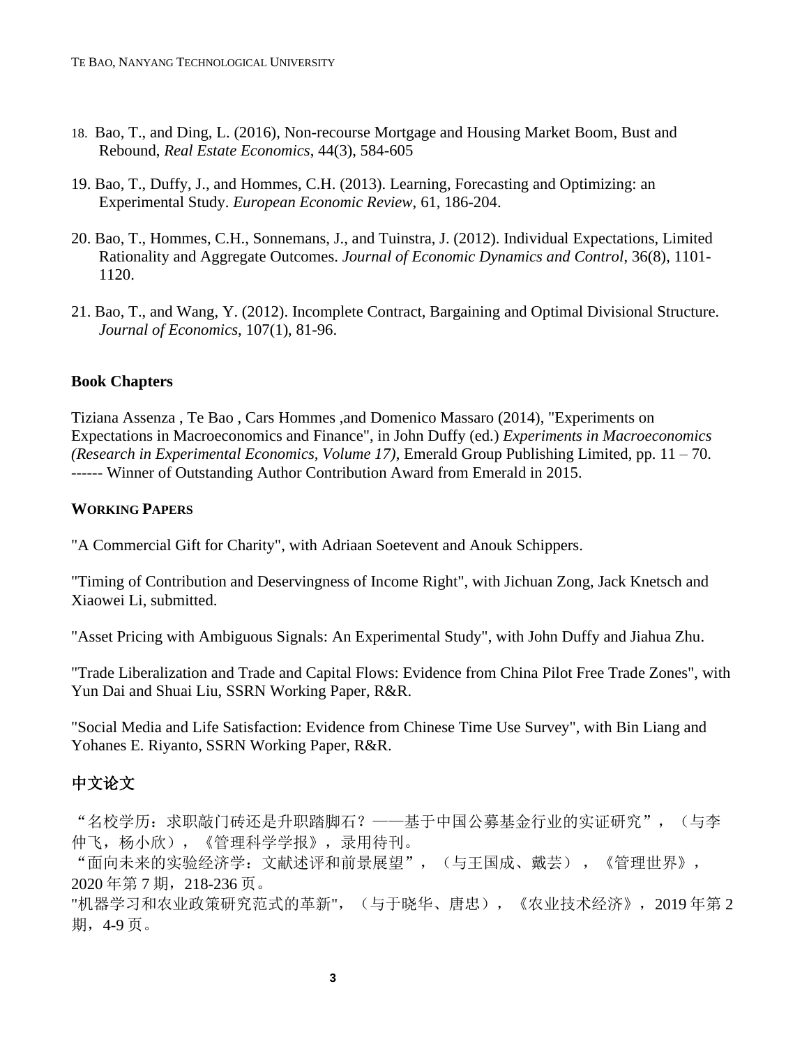18. Bao, T., and Ding, L. (2016), Non-recourse Mortgage and Housing Market Boom, Bust and Rebound, *Real Estate Economics*, 44(3), 584-605

19. Bao, T., Duffy, J., and Hommes, C.H. (2013). Learning, Forecasting and Optimizing: an Experimental Study. *European Economic Review*, 61, 186-204.

20. Bao, T., Hommes, C.H., Sonnemans, J., and Tuinstra, J. (2012). Individual Expectations, Limited Rationality and Aggregate Outcomes. *Journal of Economic Dynamics and Control*, 36(8), 1101-1120.

21. Bao, T., and Wang, Y. (2012). Incomplete Contract, Bargaining and Optimal Divisional Structure. *Journal of Economics*, 107(1), 81-96.

### Book Chapters

Tiziana Assenza , Te Bao , Cars Hommes ,and Domenico Massaro (2014), "Experiments on Expectations in Macroeconomics and Finance", in John Duffy (ed.) *Experiments in Macroeconomics (Research in Experimental Economics, Volume 17)*, Emerald Group Publishing Limited, pp. 11 – 70.
------ Winner of Outstanding Author Contribution Award from Emerald in 2015.

### WORKING PAPERS

"A Commercial Gift for Charity", with Adriaan Soetevent and Anouk Schippers.

"Timing of Contribution and Deservingness of Income Right", with Jichuan Zong, Jack Knetsch and Xiaowei Li, submitted.

"Asset Pricing with Ambiguous Signals: An Experimental Study", with John Duffy and Jiahua Zhu.

"Trade Liberalization and Trade and Capital Flows: Evidence from China Pilot Free Trade Zones", with Yun Dai and Shuai Liu, SSRN Working Paper, R&R.

"Social Media and Life Satisfaction: Evidence from Chinese Time Use Survey", with Bin Liang and Yohanes E. Riyanto, SSRN Working Paper, R&R.

## 中文论文

“名校学历：求职敲门砖还是升职踏脚石？——基于中国公募基金行业的实证研究”，（与李仲飞，杨小欣），《管理科学学报》，录用待刊。
“面向未来的实验经济学：文献述评和前景展望”，（与王国成、戴芸），《管理世界》，2020 年第 7 期，218-236 页。
"机器学习和农业政策研究范式的革新"，（与于晓华、唐忠），《农业技术经济》，2019 年第 2 期，4-9 页。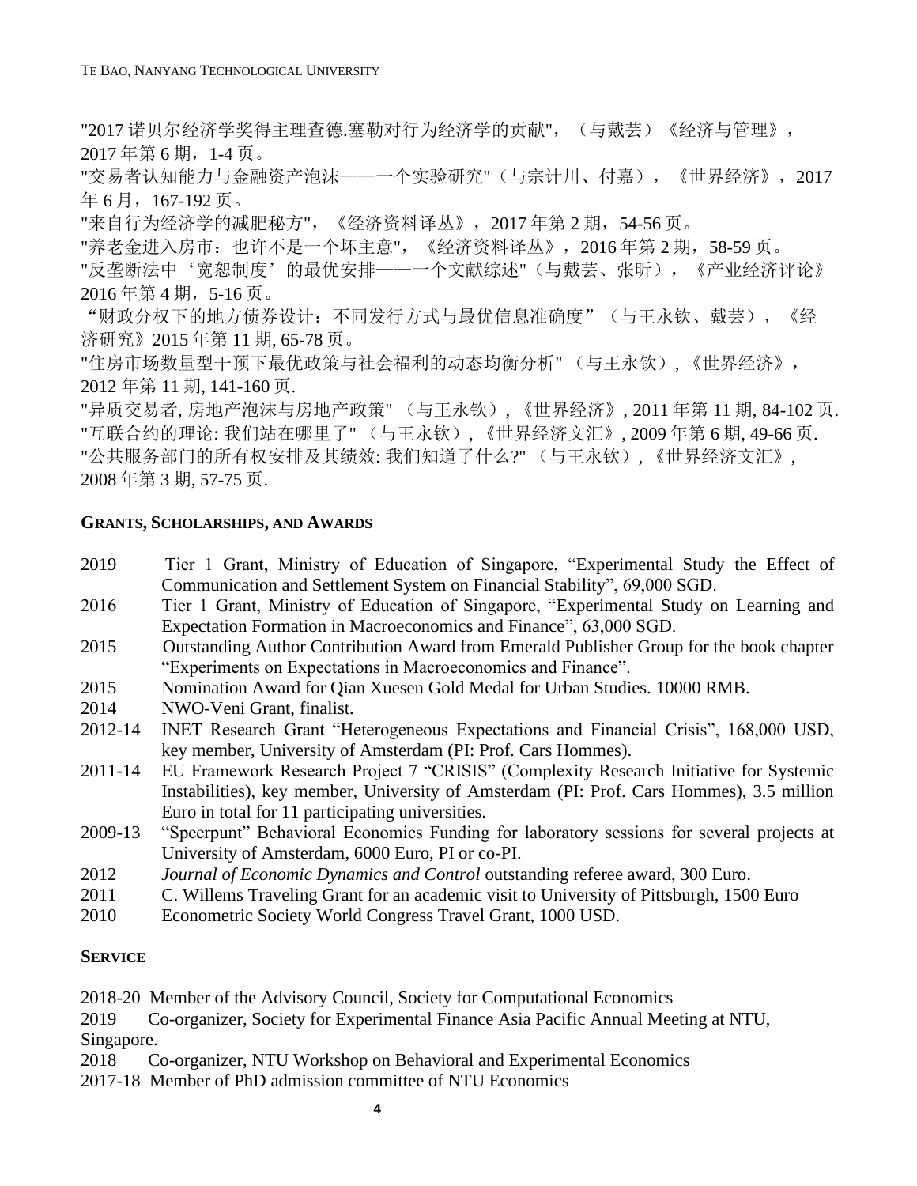"2017 诺贝尔经济学奖得主理查德.塞勒对行为经济学的贡献"，（与戴芸）《经济与管理》，2017 年第 6 期，1-4 页。

"交易者认知能力与金融资产泡沫——一个实验研究"（与宗计川、付嘉），《世界经济》，2017 年 6 月，167-192 页。

"来自行为经济学的减肥秘方"，《经济资料译丛》，2017 年第 2 期，54-56 页。

"养老金进入房市：也许不是一个坏主意"，《经济资料译丛》，2016 年第 2 期，58-59 页。

"反垄断法中‘宽恕制度’的最优安排——一个文献综述"（与戴芸、张昕），《产业经济评论》2016 年第 4 期，5-16 页。

“财政分权下的地方债券设计：不同发行方式与最优信息准确度”（与王永钦、戴芸），《经济研究》2015 年第 11 期, 65-78 页。

"住房市场数量型干预下最优政策与社会福利的动态均衡分析" （与王永钦）, 《世界经济》, 2012 年第 11 期, 141-160 页.

"异质交易者, 房地产泡沫与房地产政策" （与王永钦）, 《世界经济》, 2011 年第 11 期, 84-102 页.

"互联合约的理论: 我们站在哪里了" （与王永钦）, 《世界经济文汇》, 2009 年第 6 期, 49-66 页.

"公共服务部门的所有权安排及其绩效: 我们知道了什么?" （与王永钦）, 《世界经济文汇》, 2008 年第 3 期, 57-75 页.

## GRANTS, SCHOLARSHIPS, AND AWARDS

2019 Tier 1 Grant, Ministry of Education of Singapore, “Experimental Study the Effect of Communication and Settlement System on Financial Stability”, 69,000 SGD.

2016 Tier 1 Grant, Ministry of Education of Singapore, “Experimental Study on Learning and Expectation Formation in Macroeconomics and Finance”, 63,000 SGD.

2015 Outstanding Author Contribution Award from Emerald Publisher Group for the book chapter “Experiments on Expectations in Macroeconomics and Finance”.

2015 Nomination Award for Qian Xuesen Gold Medal for Urban Studies. 10000 RMB.

2014 NWO-Veni Grant, finalist.

2012-14 INET Research Grant “Heterogeneous Expectations and Financial Crisis”, 168,000 USD, key member, University of Amsterdam (PI: Prof. Cars Hommes).

2011-14 EU Framework Research Project 7 “CRISIS” (Complexity Research Initiative for Systemic Instabilities), key member, University of Amsterdam (PI: Prof. Cars Hommes), 3.5 million Euro in total for 11 participating universities.

2009-13 “Speerpunt” Behavioral Economics Funding for laboratory sessions for several projects at University of Amsterdam, 6000 Euro, PI or co-PI.

2012 *Journal of Economic Dynamics and Control* outstanding referee award, 300 Euro.

2011 C. Willems Traveling Grant for an academic visit to University of Pittsburgh, 1500 Euro

2010 Econometric Society World Congress Travel Grant, 1000 USD.

## SERVICE

2018-20 Member of the Advisory Council, Society for Computational Economics

2019 Co-organizer, Society for Experimental Finance Asia Pacific Annual Meeting at NTU, Singapore.

2018 Co-organizer, NTU Workshop on Behavioral and Experimental Economics

2017-18 Member of PhD admission committee of NTU Economics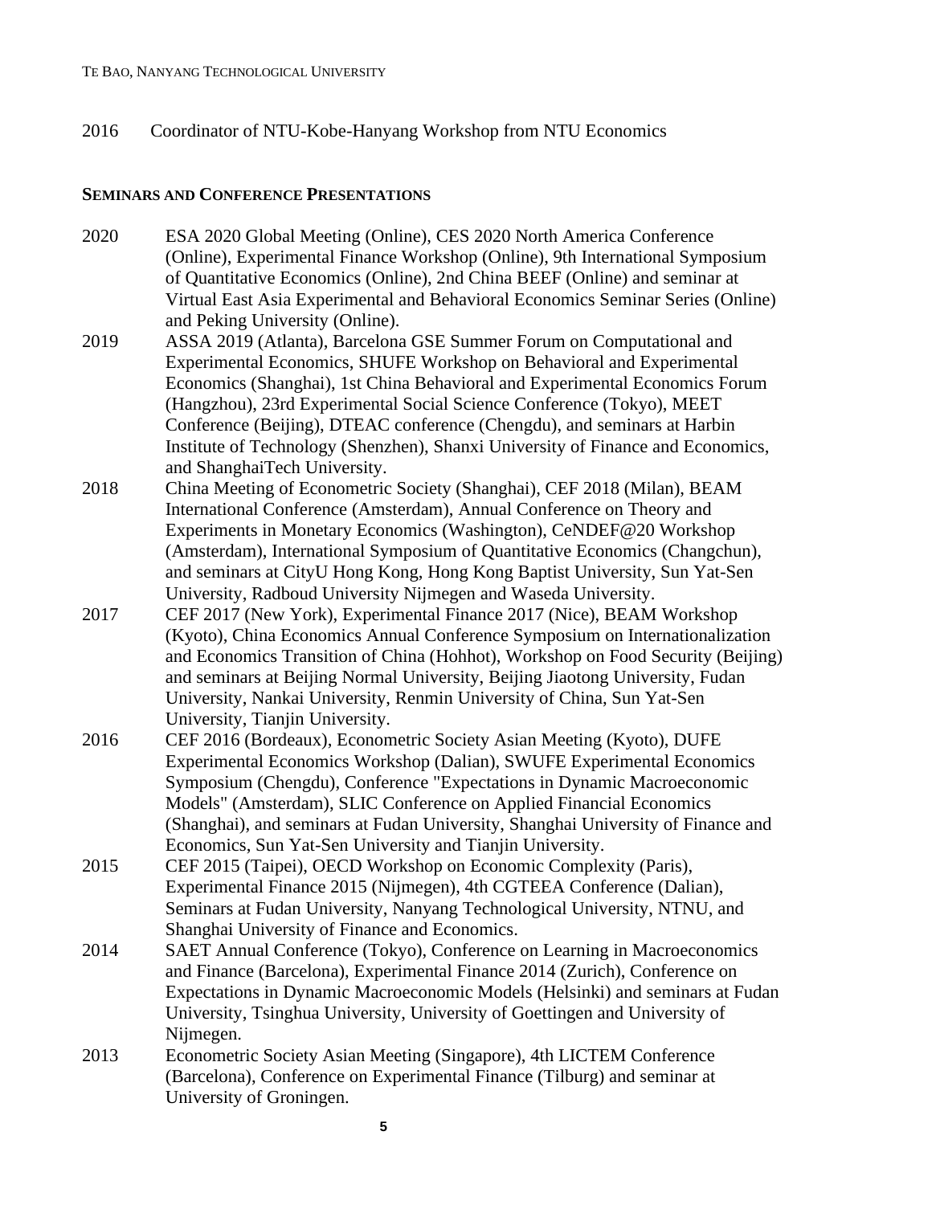2016 Coordinator of NTU-Kobe-Hanyang Workshop from NTU Economics

## SEMINARS AND CONFERENCE PRESENTATIONS

2020 ESA 2020 Global Meeting (Online), CES 2020 North America Conference (Online), Experimental Finance Workshop (Online), 9th International Symposium of Quantitative Economics (Online), 2nd China BEEF (Online) and seminar at Virtual East Asia Experimental and Behavioral Economics Seminar Series (Online) and Peking University (Online).

2019 ASSA 2019 (Atlanta), Barcelona GSE Summer Forum on Computational and Experimental Economics, SHUFE Workshop on Behavioral and Experimental Economics (Shanghai), 1st China Behavioral and Experimental Economics Forum (Hangzhou), 23rd Experimental Social Science Conference (Tokyo), MEET Conference (Beijing), DTEAC conference (Chengdu), and seminars at Harbin Institute of Technology (Shenzhen), Shanxi University of Finance and Economics, and ShanghaiTech University.

2018 China Meeting of Econometric Society (Shanghai), CEF 2018 (Milan), BEAM International Conference (Amsterdam), Annual Conference on Theory and Experiments in Monetary Economics (Washington), CeNDEF@20 Workshop (Amsterdam), International Symposium of Quantitative Economics (Changchun), and seminars at CityU Hong Kong, Hong Kong Baptist University, Sun Yat-Sen University, Radboud University Nijmegen and Waseda University.

2017 CEF 2017 (New York), Experimental Finance 2017 (Nice), BEAM Workshop (Kyoto), China Economics Annual Conference Symposium on Internationalization and Economics Transition of China (Hohhot), Workshop on Food Security (Beijing) and seminars at Beijing Normal University, Beijing Jiaotong University, Fudan University, Nankai University, Renmin University of China, Sun Yat-Sen University, Tianjin University.

2016 CEF 2016 (Bordeaux), Econometric Society Asian Meeting (Kyoto), DUFE Experimental Economics Workshop (Dalian), SWUFE Experimental Economics Symposium (Chengdu), Conference "Expectations in Dynamic Macroeconomic Models" (Amsterdam), SLIC Conference on Applied Financial Economics (Shanghai), and seminars at Fudan University, Shanghai University of Finance and Economics, Sun Yat-Sen University and Tianjin University.

2015 CEF 2015 (Taipei), OECD Workshop on Economic Complexity (Paris), Experimental Finance 2015 (Nijmegen), 4th CGTEEA Conference (Dalian), Seminars at Fudan University, Nanyang Technological University, NTNU, and Shanghai University of Finance and Economics.

2014 SAET Annual Conference (Tokyo), Conference on Learning in Macroeconomics and Finance (Barcelona), Experimental Finance 2014 (Zurich), Conference on Expectations in Dynamic Macroeconomic Models (Helsinki) and seminars at Fudan University, Tsinghua University, University of Goettingen and University of Nijmegen.

2013 Econometric Society Asian Meeting (Singapore), 4th LICTEM Conference (Barcelona), Conference on Experimental Finance (Tilburg) and seminar at University of Groningen.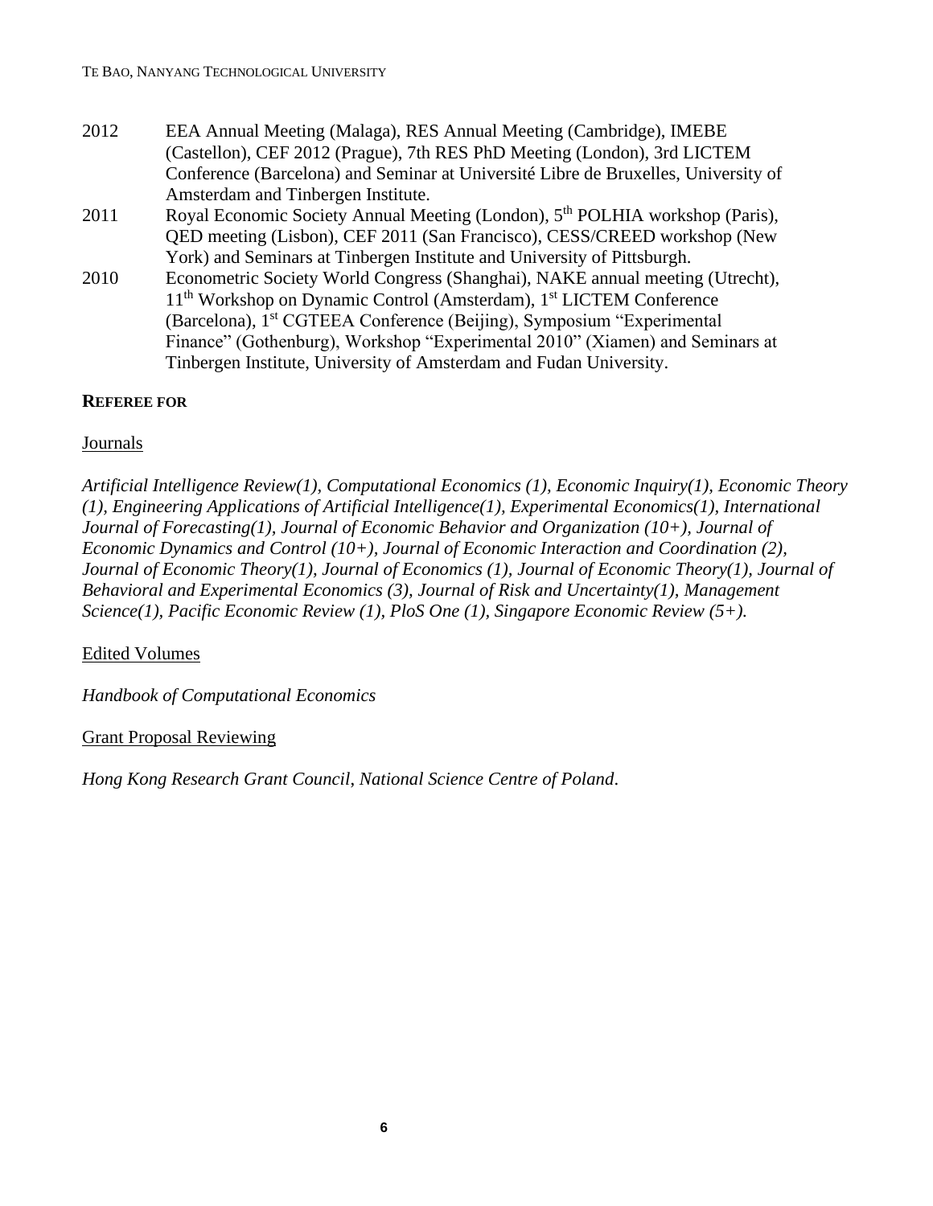2012 EEA Annual Meeting (Malaga), RES Annual Meeting (Cambridge), IMEBE (Castellon), CEF 2012 (Prague), 7th RES PhD Meeting (London), 3rd LICTEM Conference (Barcelona) and Seminar at Université Libre de Bruxelles, University of Amsterdam and Tinbergen Institute.

2011 Royal Economic Society Annual Meeting (London), 5th POLHIA workshop (Paris), QED meeting (Lisbon), CEF 2011 (San Francisco), CESS/CREED workshop (New York) and Seminars at Tinbergen Institute and University of Pittsburgh.

2010 Econometric Society World Congress (Shanghai), NAKE annual meeting (Utrecht), 11th Workshop on Dynamic Control (Amsterdam), 1st LICTEM Conference (Barcelona), 1st CGTEEA Conference (Beijing), Symposium "Experimental Finance" (Gothenburg), Workshop "Experimental 2010" (Xiamen) and Seminars at Tinbergen Institute, University of Amsterdam and Fudan University.

**REFEREE FOR**

Journals

*Artificial Intelligence Review(1), Computational Economics (1), Economic Inquiry(1), Economic Theory (1), Engineering Applications of Artificial Intelligence(1), Experimental Economics(1), International Journal of Forecasting(1), Journal of Economic Behavior and Organization (10+), Journal of Economic Dynamics and Control (10+), Journal of Economic Interaction and Coordination (2), Journal of Economic Theory(1), Journal of Economics (1), Journal of Economic Theory(1), Journal of Behavioral and Experimental Economics (3), Journal of Risk and Uncertainty(1), Management Science(1), Pacific Economic Review (1), PloS One (1), Singapore Economic Review (5+).*

Edited Volumes

*Handbook of Computational Economics*

Grant Proposal Reviewing

*Hong Kong Research Grant Council*, *National Science Centre of Poland*.